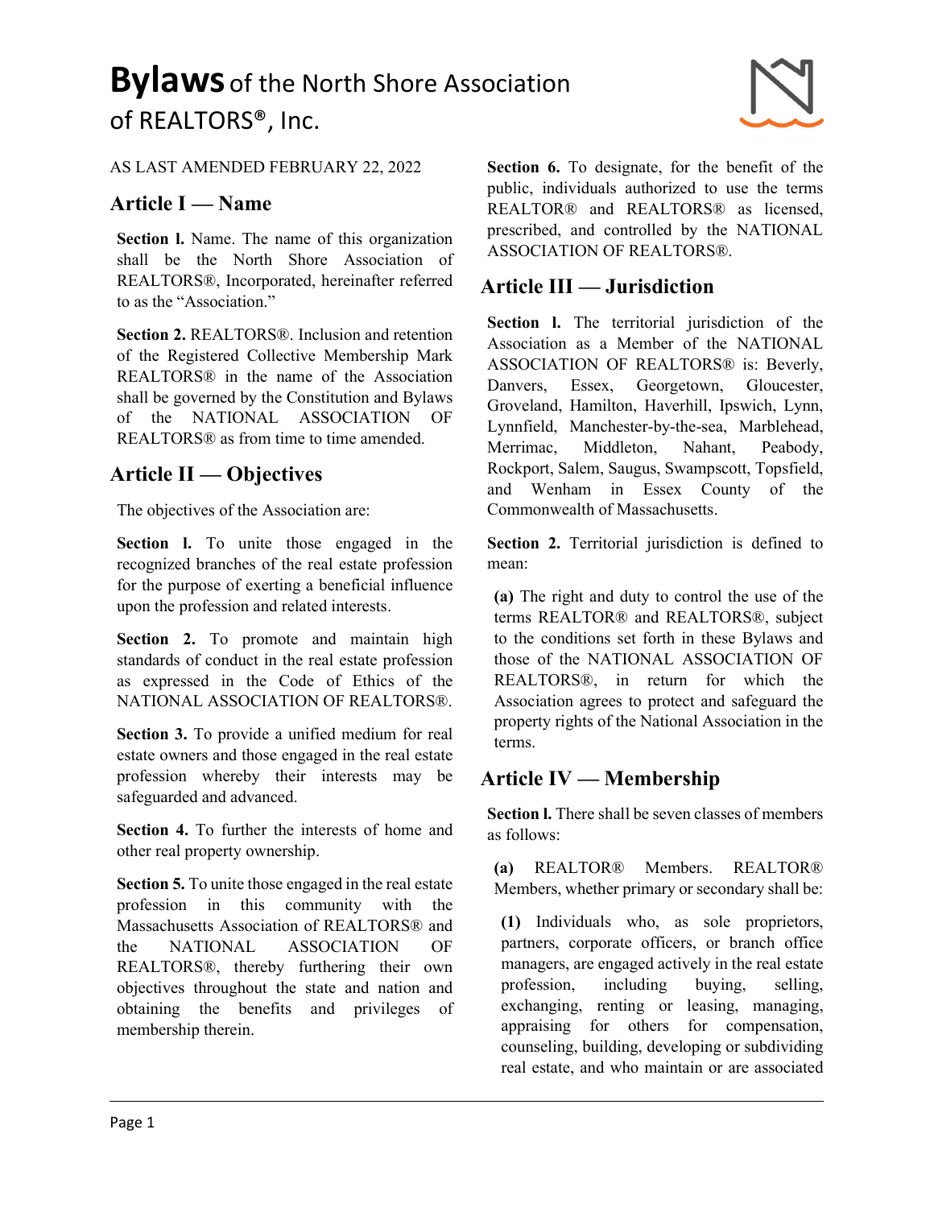# **Bylaws** of the North Shore Association of REALTORS®, Inc.

AS LAST AMENDED FEBRUARY 22, 2022

## Article I — Name

**Section l.** Name. The name of this organization shall be the North Shore Association of REALTORS®, Incorporated, hereinafter referred to as the "Association."

**Section 2.** REALTORS®. Inclusion and retention of the Registered Collective Membership Mark REALTORS® in the name of the Association shall be governed by the Constitution and Bylaws of the NATIONAL ASSOCIATION OF REALTORS® as from time to time amended.

## Article II — Objectives

The objectives of the Association are:

**Section l.** To unite those engaged in the recognized branches of the real estate profession for the purpose of exerting a beneficial influence upon the profession and related interests.

**Section 2.** To promote and maintain high standards of conduct in the real estate profession as expressed in the Code of Ethics of the NATIONAL ASSOCIATION OF REALTORS®.

**Section 3.** To provide a unified medium for real estate owners and those engaged in the real estate profession whereby their interests may be safeguarded and advanced.

**Section 4.** To further the interests of home and other real property ownership.

**Section 5.** To unite those engaged in the real estate profession in this community with the Massachusetts Association of REALTORS® and the NATIONAL ASSOCIATION OF REALTORS®, thereby furthering their own objectives throughout the state and nation and obtaining the benefits and privileges of membership therein.

**Section 6.** To designate, for the benefit of the public, individuals authorized to use the terms REALTOR® and REALTORS® as licensed, prescribed, and controlled by the NATIONAL ASSOCIATION OF REALTORS®.

## Article III — Jurisdiction

**Section l.** The territorial jurisdiction of the Association as a Member of the NATIONAL ASSOCIATION OF REALTORS® is: Beverly, Danvers, Essex, Georgetown, Gloucester, Groveland, Hamilton, Haverhill, Ipswich, Lynn, Lynnfield, Manchester-by-the-sea, Marblehead, Merrimac, Middleton, Nahant, Peabody, Rockport, Salem, Saugus, Swampscott, Topsfield, and Wenham in Essex County of the Commonwealth of Massachusetts.

**Section 2.** Territorial jurisdiction is defined to mean:

**(a)** The right and duty to control the use of the terms REALTOR® and REALTORS®, subject to the conditions set forth in these Bylaws and those of the NATIONAL ASSOCIATION OF REALTORS®, in return for which the Association agrees to protect and safeguard the property rights of the National Association in the terms.

## Article IV — Membership

**Section l.** There shall be seven classes of members as follows:

**(a)** REALTOR® Members. REALTOR® Members, whether primary or secondary shall be:

**(1)** Individuals who, as sole proprietors, partners, corporate officers, or branch office managers, are engaged actively in the real estate profession, including buying, selling, exchanging, renting or leasing, managing, appraising for others for compensation, counseling, building, developing or subdividing real estate, and who maintain or are associated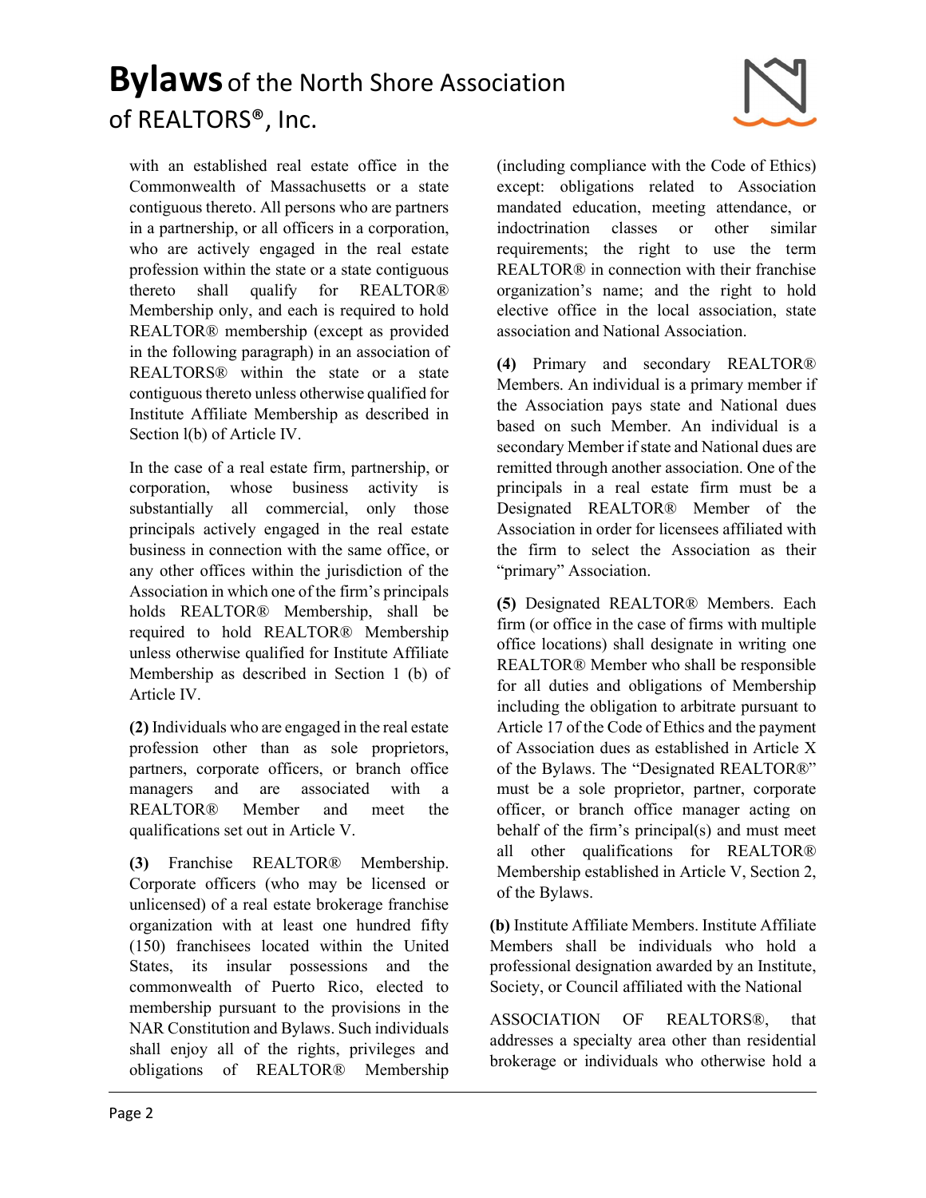with an established real estate office in the Commonwealth of Massachusetts or a state contiguous thereto. All persons who are partners in a partnership, or all officers in a corporation, who are actively engaged in the real estate profession within the state or a state contiguous thereto shall qualify for REALTOR® Membership only, and each is required to hold REALTOR® membership (except as provided in the following paragraph) in an association of REALTORS® within the state or a state contiguous thereto unless otherwise qualified for Institute Affiliate Membership as described in Section l(b) of Article IV.

In the case of a real estate firm, partnership, or corporation, whose business activity is substantially all commercial, only those principals actively engaged in the real estate business in connection with the same office, or any other offices within the jurisdiction of the Association in which one of the firm's principals holds REALTOR® Membership, shall be required to hold REALTOR® Membership unless otherwise qualified for Institute Affiliate Membership as described in Section 1 (b) of Article IV.

**(2)** Individuals who are engaged in the real estate profession other than as sole proprietors, partners, corporate officers, or branch office managers and are associated with a REALTOR® Member and meet the qualifications set out in Article V.

**(3)** Franchise REALTOR® Membership. Corporate officers (who may be licensed or unlicensed) of a real estate brokerage franchise organization with at least one hundred fifty (150) franchisees located within the United States, its insular possessions and the commonwealth of Puerto Rico, elected to membership pursuant to the provisions in the NAR Constitution and Bylaws. Such individuals shall enjoy all of the rights, privileges and obligations of REALTOR® Membership (including compliance with the Code of Ethics) except: obligations related to Association mandated education, meeting attendance, or indoctrination classes or other similar requirements; the right to use the term REALTOR® in connection with their franchise organization's name; and the right to hold elective office in the local association, state association and National Association.

**(4)** Primary and secondary REALTOR® Members. An individual is a primary member if the Association pays state and National dues based on such Member. An individual is a secondary Member if state and National dues are remitted through another association. One of the principals in a real estate firm must be a Designated REALTOR® Member of the Association in order for licensees affiliated with the firm to select the Association as their "primary" Association.

**(5)** Designated REALTOR® Members. Each firm (or office in the case of firms with multiple office locations) shall designate in writing one REALTOR® Member who shall be responsible for all duties and obligations of Membership including the obligation to arbitrate pursuant to Article 17 of the Code of Ethics and the payment of Association dues as established in Article X of the Bylaws. The "Designated REALTOR®" must be a sole proprietor, partner, corporate officer, or branch office manager acting on behalf of the firm's principal(s) and must meet all other qualifications for REALTOR® Membership established in Article V, Section 2, of the Bylaws.

**(b)** Institute Affiliate Members. Institute Affiliate Members shall be individuals who hold a professional designation awarded by an Institute, Society, or Council affiliated with the National ASSOCIATION OF REALTORS®, that addresses a specialty area other than residential brokerage or individuals who otherwise hold a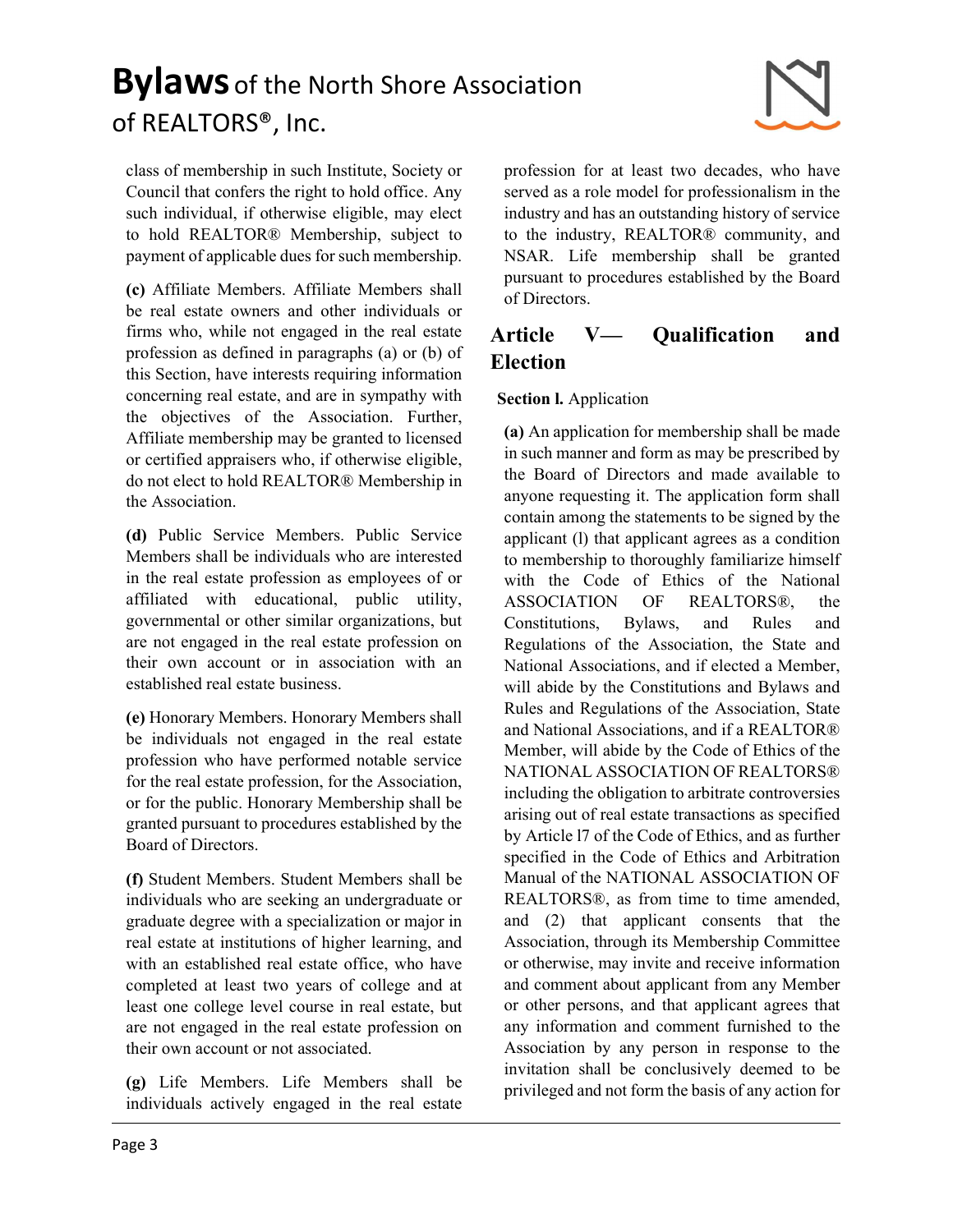class of membership in such Institute, Society or Council that confers the right to hold office. Any such individual, if otherwise eligible, may elect to hold REALTOR® Membership, subject to payment of applicable dues for such membership.

**(c)** Affiliate Members. Affiliate Members shall be real estate owners and other individuals or firms who, while not engaged in the real estate profession as defined in paragraphs (a) or (b) of this Section, have interests requiring information concerning real estate, and are in sympathy with the objectives of the Association. Further, Affiliate membership may be granted to licensed or certified appraisers who, if otherwise eligible, do not elect to hold REALTOR® Membership in the Association.

**(d)** Public Service Members. Public Service Members shall be individuals who are interested in the real estate profession as employees of or affiliated with educational, public utility, governmental or other similar organizations, but are not engaged in the real estate profession on their own account or in association with an established real estate business.

**(e)** Honorary Members. Honorary Members shall be individuals not engaged in the real estate profession who have performed notable service for the real estate profession, for the Association, or for the public. Honorary Membership shall be granted pursuant to procedures established by the Board of Directors.

**(f)** Student Members. Student Members shall be individuals who are seeking an undergraduate or graduate degree with a specialization or major in real estate at institutions of higher learning, and with an established real estate office, who have completed at least two years of college and at least one college level course in real estate, but are not engaged in the real estate profession on their own account or not associated.

**(g)** Life Members. Life Members shall be individuals actively engaged in the real estate profession for at least two decades, who have served as a role model for professionalism in the industry and has an outstanding history of service to the industry, REALTOR® community, and NSAR. Life membership shall be granted pursuant to procedures established by the Board of Directors.

## Article V— Qualification and Election

**Section l.** Application

**(a)** An application for membership shall be made in such manner and form as may be prescribed by the Board of Directors and made available to anyone requesting it. The application form shall contain among the statements to be signed by the applicant (l) that applicant agrees as a condition to membership to thoroughly familiarize himself with the Code of Ethics of the National ASSOCIATION OF REALTORS®, the Constitutions, Bylaws, and Rules and Regulations of the Association, the State and National Associations, and if elected a Member, will abide by the Constitutions and Bylaws and Rules and Regulations of the Association, State and National Associations, and if a REALTOR® Member, will abide by the Code of Ethics of the NATIONAL ASSOCIATION OF REALTORS® including the obligation to arbitrate controversies arising out of real estate transactions as specified by Article l7 of the Code of Ethics, and as further specified in the Code of Ethics and Arbitration Manual of the NATIONAL ASSOCIATION OF REALTORS®, as from time to time amended, and (2) that applicant consents that the Association, through its Membership Committee or otherwise, may invite and receive information and comment about applicant from any Member or other persons, and that applicant agrees that any information and comment furnished to the Association by any person in response to the invitation shall be conclusively deemed to be privileged and not form the basis of any action for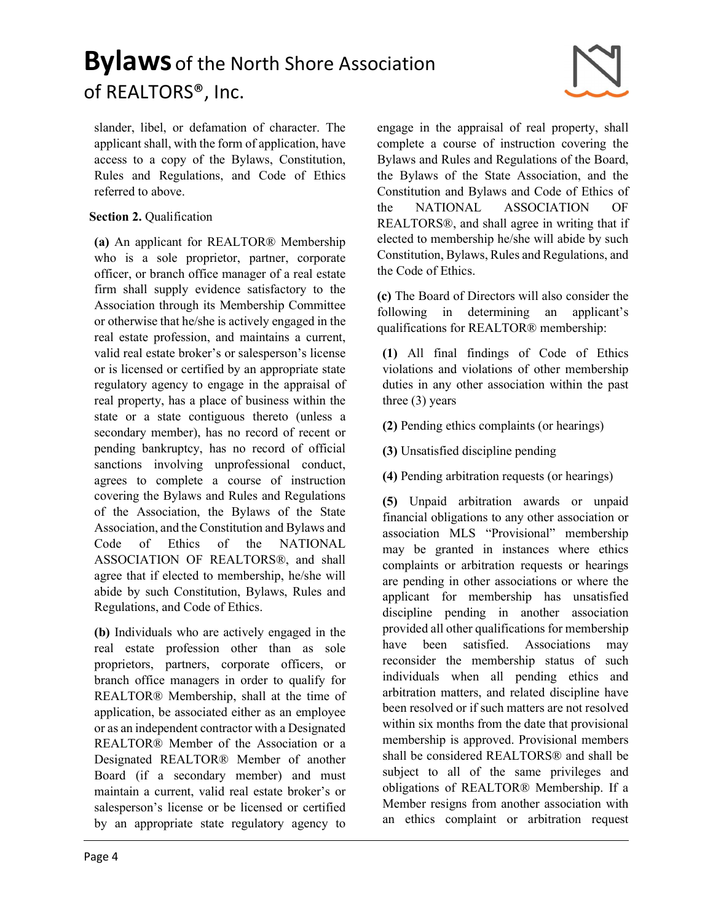slander, libel, or defamation of character. The applicant shall, with the form of application, have access to a copy of the Bylaws, Constitution, Rules and Regulations, and Code of Ethics referred to above.

**Section 2.** Qualification

**(a)** An applicant for REALTOR® Membership who is a sole proprietor, partner, corporate officer, or branch office manager of a real estate firm shall supply evidence satisfactory to the Association through its Membership Committee or otherwise that he/she is actively engaged in the real estate profession, and maintains a current, valid real estate broker's or salesperson's license or is licensed or certified by an appropriate state regulatory agency to engage in the appraisal of real property, has a place of business within the state or a state contiguous thereto (unless a secondary member), has no record of recent or pending bankruptcy, has no record of official sanctions involving unprofessional conduct, agrees to complete a course of instruction covering the Bylaws and Rules and Regulations of the Association, the Bylaws of the State Association, and the Constitution and Bylaws and Code of Ethics of the NATIONAL ASSOCIATION OF REALTORS®, and shall agree that if elected to membership, he/she will abide by such Constitution, Bylaws, Rules and Regulations, and Code of Ethics.

**(b)** Individuals who are actively engaged in the real estate profession other than as sole proprietors, partners, corporate officers, or branch office managers in order to qualify for REALTOR® Membership, shall at the time of application, be associated either as an employee or as an independent contractor with a Designated REALTOR® Member of the Association or a Designated REALTOR® Member of another Board (if a secondary member) and must maintain a current, valid real estate broker's or salesperson's license or be licensed or certified by an appropriate state regulatory agency to engage in the appraisal of real property, shall complete a course of instruction covering the Bylaws and Rules and Regulations of the Board, the Bylaws of the State Association, and the Constitution and Bylaws and Code of Ethics of the NATIONAL ASSOCIATION OF REALTORS®, and shall agree in writing that if elected to membership he/she will abide by such Constitution, Bylaws, Rules and Regulations, and the Code of Ethics.

**(c)** The Board of Directors will also consider the following in determining an applicant's qualifications for REALTOR® membership:

**(1)** All final findings of Code of Ethics violations and violations of other membership duties in any other association within the past three (3) years

**(2)** Pending ethics complaints (or hearings)

**(3)** Unsatisfied discipline pending

**(4)** Pending arbitration requests (or hearings)

**(5)** Unpaid arbitration awards or unpaid financial obligations to any other association or association MLS "Provisional" membership may be granted in instances where ethics complaints or arbitration requests or hearings are pending in other associations or where the applicant for membership has unsatisfied discipline pending in another association provided all other qualifications for membership have been satisfied. Associations may reconsider the membership status of such individuals when all pending ethics and arbitration matters, and related discipline have been resolved or if such matters are not resolved within six months from the date that provisional membership is approved. Provisional members shall be considered REALTORS® and shall be subject to all of the same privileges and obligations of REALTOR® Membership. If a Member resigns from another association with an ethics complaint or arbitration request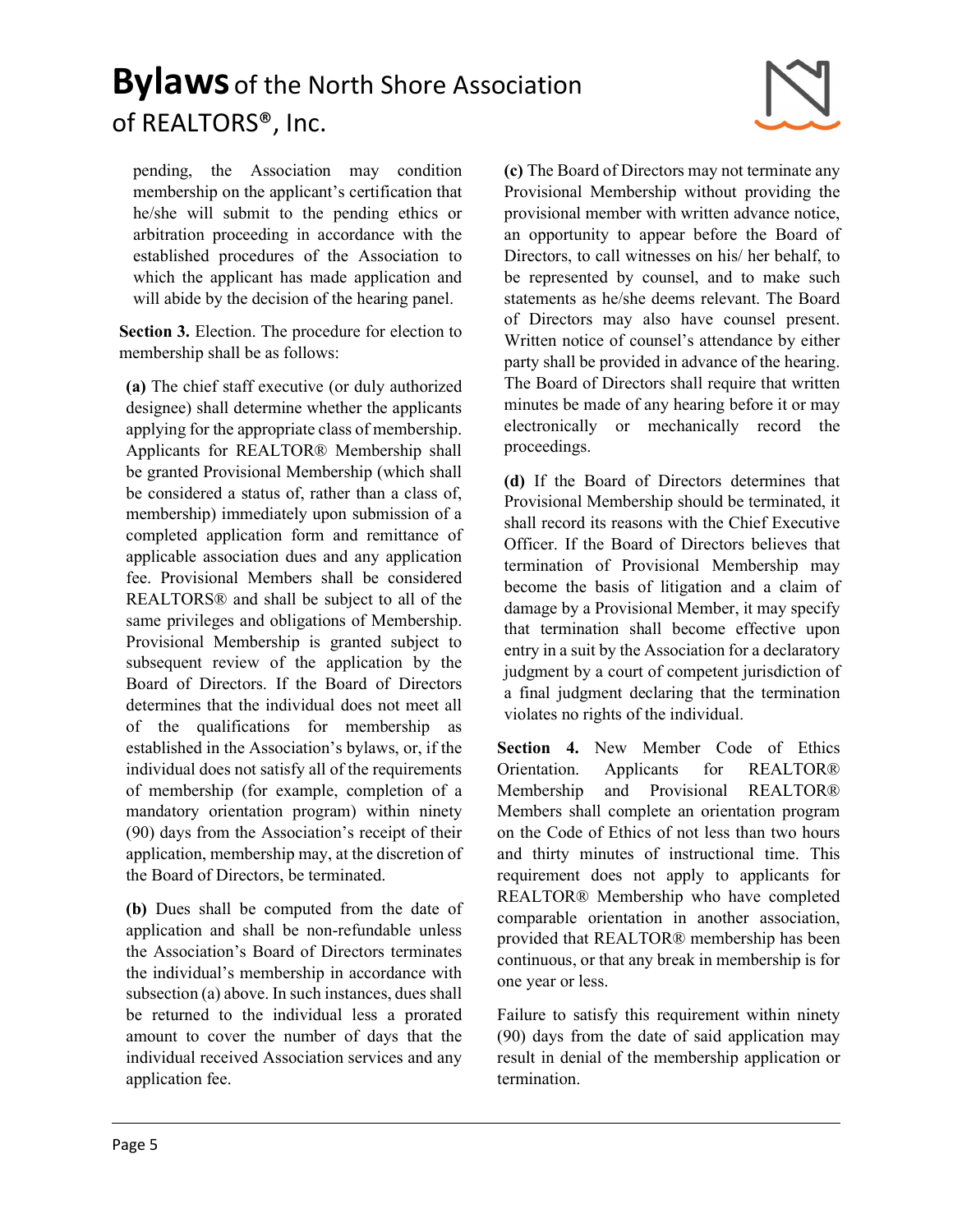pending, the Association may condition membership on the applicant's certification that he/she will submit to the pending ethics or arbitration proceeding in accordance with the established procedures of the Association to which the applicant has made application and will abide by the decision of the hearing panel.

**Section 3.** Election. The procedure for election to membership shall be as follows:

**(a)** The chief staff executive (or duly authorized designee) shall determine whether the applicants applying for the appropriate class of membership. Applicants for REALTOR® Membership shall be granted Provisional Membership (which shall be considered a status of, rather than a class of, membership) immediately upon submission of a completed application form and remittance of applicable association dues and any application fee. Provisional Members shall be considered REALTORS® and shall be subject to all of the same privileges and obligations of Membership. Provisional Membership is granted subject to subsequent review of the application by the Board of Directors. If the Board of Directors determines that the individual does not meet all of the qualifications for membership as established in the Association's bylaws, or, if the individual does not satisfy all of the requirements of membership (for example, completion of a mandatory orientation program) within ninety (90) days from the Association's receipt of their application, membership may, at the discretion of the Board of Directors, be terminated.

**(b)** Dues shall be computed from the date of application and shall be non-refundable unless the Association's Board of Directors terminates the individual's membership in accordance with subsection (a) above. In such instances, dues shall be returned to the individual less a prorated amount to cover the number of days that the individual received Association services and any application fee.

**(c)** The Board of Directors may not terminate any Provisional Membership without providing the provisional member with written advance notice, an opportunity to appear before the Board of Directors, to call witnesses on his/ her behalf, to be represented by counsel, and to make such statements as he/she deems relevant. The Board of Directors may also have counsel present. Written notice of counsel's attendance by either party shall be provided in advance of the hearing. The Board of Directors shall require that written minutes be made of any hearing before it or may electronically or mechanically record the proceedings.

**(d)** If the Board of Directors determines that Provisional Membership should be terminated, it shall record its reasons with the Chief Executive Officer. If the Board of Directors believes that termination of Provisional Membership may become the basis of litigation and a claim of damage by a Provisional Member, it may specify that termination shall become effective upon entry in a suit by the Association for a declaratory judgment by a court of competent jurisdiction of a final judgment declaring that the termination violates no rights of the individual.

**Section 4.** New Member Code of Ethics Orientation. Applicants for REALTOR® Membership and Provisional REALTOR® Members shall complete an orientation program on the Code of Ethics of not less than two hours and thirty minutes of instructional time. This requirement does not apply to applicants for REALTOR® Membership who have completed comparable orientation in another association, provided that REALTOR® membership has been continuous, or that any break in membership is for one year or less.

Failure to satisfy this requirement within ninety (90) days from the date of said application may result in denial of the membership application or termination.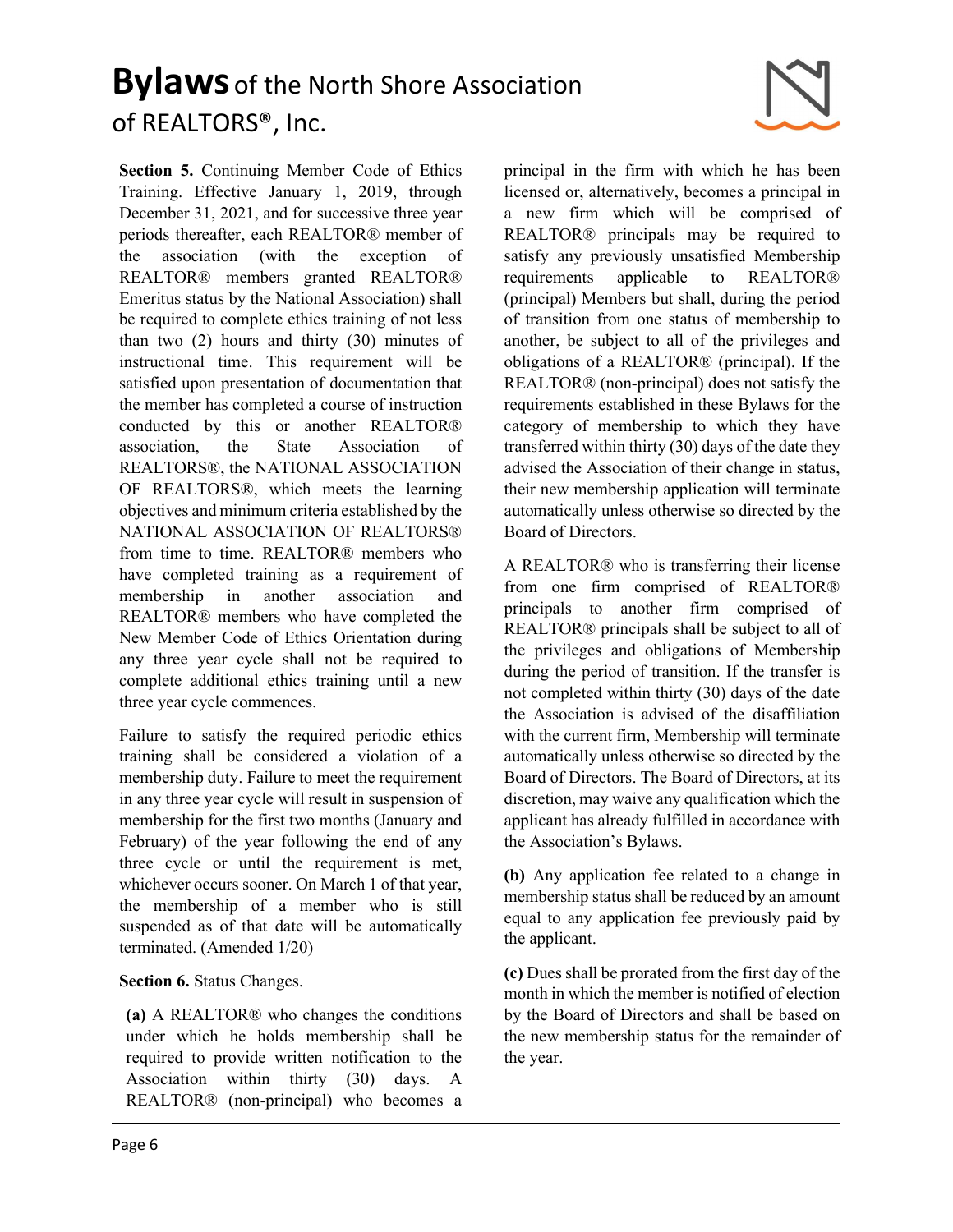**Section 5.** Continuing Member Code of Ethics Training. Effective January 1, 2019, through December 31, 2021, and for successive three year periods thereafter, each REALTOR® member of the association (with the exception of REALTOR® members granted REALTOR® Emeritus status by the National Association) shall be required to complete ethics training of not less than two (2) hours and thirty (30) minutes of instructional time. This requirement will be satisfied upon presentation of documentation that the member has completed a course of instruction conducted by this or another REALTOR® association, the State Association of REALTORS®, the NATIONAL ASSOCIATION OF REALTORS®, which meets the learning objectives and minimum criteria established by the NATIONAL ASSOCIATION OF REALTORS® from time to time. REALTOR® members who have completed training as a requirement of membership in another association and REALTOR® members who have completed the New Member Code of Ethics Orientation during any three year cycle shall not be required to complete additional ethics training until a new three year cycle commences.

Failure to satisfy the required periodic ethics training shall be considered a violation of a membership duty. Failure to meet the requirement in any three year cycle will result in suspension of membership for the first two months (January and February) of the year following the end of any three cycle or until the requirement is met, whichever occurs sooner. On March 1 of that year, the membership of a member who is still suspended as of that date will be automatically terminated. (Amended 1/20)

**Section 6.** Status Changes.

**(a)** A REALTOR® who changes the conditions under which he holds membership shall be required to provide written notification to the Association within thirty (30) days. A REALTOR® (non-principal) who becomes a principal in the firm with which he has been licensed or, alternatively, becomes a principal in a new firm which will be comprised of REALTOR® principals may be required to satisfy any previously unsatisfied Membership requirements applicable to REALTOR® (principal) Members but shall, during the period of transition from one status of membership to another, be subject to all of the privileges and obligations of a REALTOR® (principal). If the REALTOR® (non-principal) does not satisfy the requirements established in these Bylaws for the category of membership to which they have transferred within thirty (30) days of the date they advised the Association of their change in status, their new membership application will terminate automatically unless otherwise so directed by the Board of Directors.

A REALTOR® who is transferring their license from one firm comprised of REALTOR® principals to another firm comprised of REALTOR® principals shall be subject to all of the privileges and obligations of Membership during the period of transition. If the transfer is not completed within thirty (30) days of the date the Association is advised of the disaffiliation with the current firm, Membership will terminate automatically unless otherwise so directed by the Board of Directors. The Board of Directors, at its discretion, may waive any qualification which the applicant has already fulfilled in accordance with the Association's Bylaws.

**(b)** Any application fee related to a change in membership status shall be reduced by an amount equal to any application fee previously paid by the applicant.

**(c)** Dues shall be prorated from the first day of the month in which the member is notified of election by the Board of Directors and shall be based on the new membership status for the remainder of the year.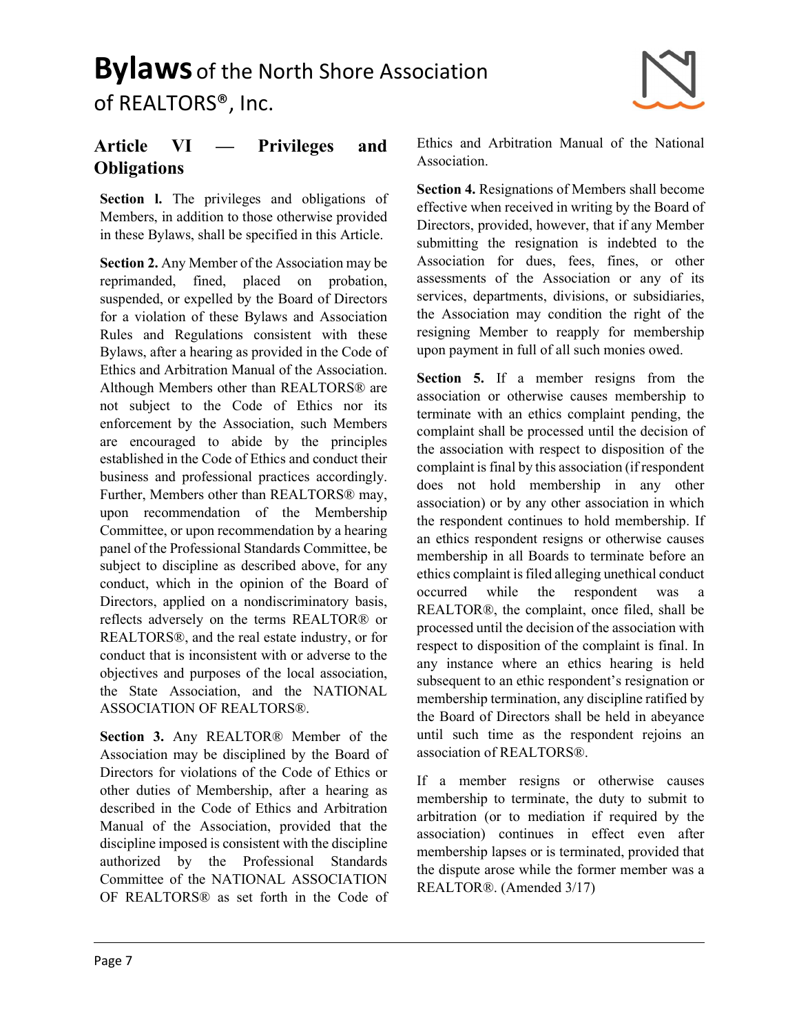## Article VI — Privileges and Obligations

**Section l.** The privileges and obligations of Members, in addition to those otherwise provided in these Bylaws, shall be specified in this Article.

**Section 2.** Any Member of the Association may be reprimanded, fined, placed on probation, suspended, or expelled by the Board of Directors for a violation of these Bylaws and Association Rules and Regulations consistent with these Bylaws, after a hearing as provided in the Code of Ethics and Arbitration Manual of the Association. Although Members other than REALTORS® are not subject to the Code of Ethics nor its enforcement by the Association, such Members are encouraged to abide by the principles established in the Code of Ethics and conduct their business and professional practices accordingly. Further, Members other than REALTORS® may, upon recommendation of the Membership Committee, or upon recommendation by a hearing panel of the Professional Standards Committee, be subject to discipline as described above, for any conduct, which in the opinion of the Board of Directors, applied on a nondiscriminatory basis, reflects adversely on the terms REALTOR® or REALTORS®, and the real estate industry, or for conduct that is inconsistent with or adverse to the objectives and purposes of the local association, the State Association, and the NATIONAL ASSOCIATION OF REALTORS®.

**Section 3.** Any REALTOR® Member of the Association may be disciplined by the Board of Directors for violations of the Code of Ethics or other duties of Membership, after a hearing as described in the Code of Ethics and Arbitration Manual of the Association, provided that the discipline imposed is consistent with the discipline authorized by the Professional Standards Committee of the NATIONAL ASSOCIATION OF REALTORS® as set forth in the Code of Ethics and Arbitration Manual of the National Association.

**Section 4.** Resignations of Members shall become effective when received in writing by the Board of Directors, provided, however, that if any Member submitting the resignation is indebted to the Association for dues, fees, fines, or other assessments of the Association or any of its services, departments, divisions, or subsidiaries, the Association may condition the right of the resigning Member to reapply for membership upon payment in full of all such monies owed.

**Section 5.** If a member resigns from the association or otherwise causes membership to terminate with an ethics complaint pending, the complaint shall be processed until the decision of the association with respect to disposition of the complaint is final by this association (if respondent does not hold membership in any other association) or by any other association in which the respondent continues to hold membership. If an ethics respondent resigns or otherwise causes membership in all Boards to terminate before an ethics complaint is filed alleging unethical conduct occurred while the respondent was a REALTOR®, the complaint, once filed, shall be processed until the decision of the association with respect to disposition of the complaint is final. In any instance where an ethics hearing is held subsequent to an ethic respondent's resignation or membership termination, any discipline ratified by the Board of Directors shall be held in abeyance until such time as the respondent rejoins an association of REALTORS®.

If a member resigns or otherwise causes membership to terminate, the duty to submit to arbitration (or to mediation if required by the association) continues in effect even after membership lapses or is terminated, provided that the dispute arose while the former member was a REALTOR®. (Amended 3/17)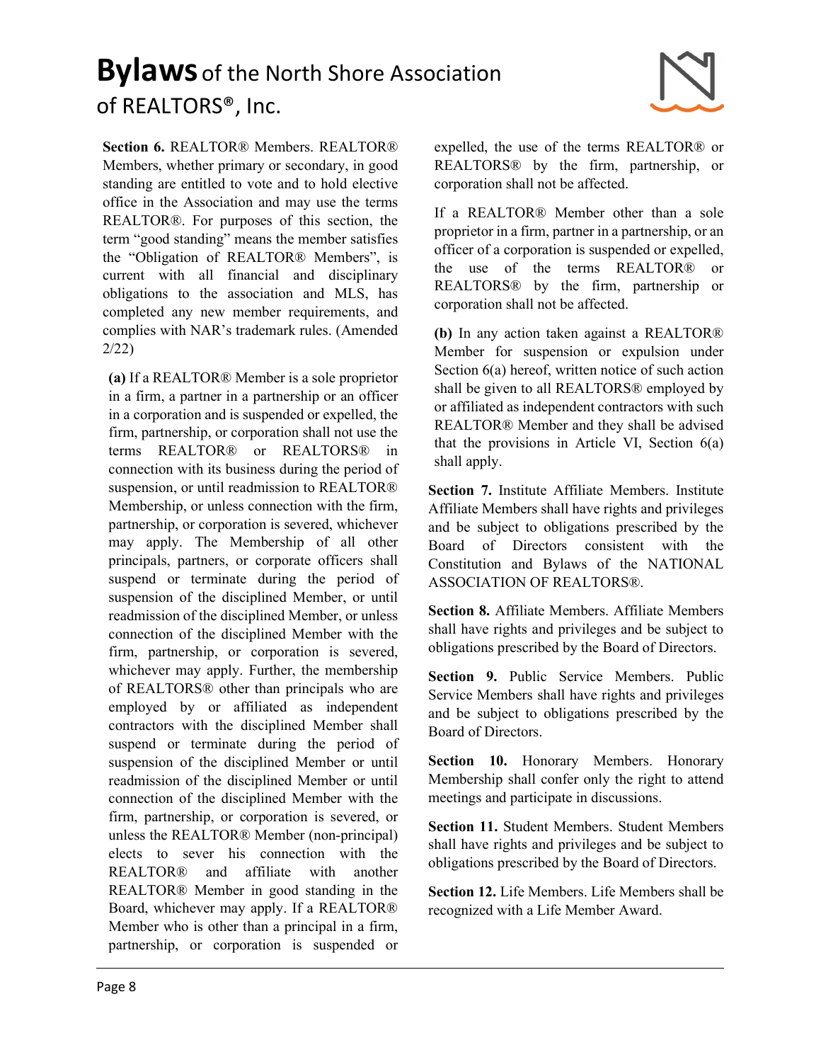**Section 6.** REALTOR® Members. REALTOR® Members, whether primary or secondary, in good standing are entitled to vote and to hold elective office in the Association and may use the terms REALTOR®. For purposes of this section, the term "good standing" means the member satisfies the "Obligation of REALTOR® Members", is current with all financial and disciplinary obligations to the association and MLS, has completed any new member requirements, and complies with NAR's trademark rules. (Amended 2/22)

**(a)** If a REALTOR® Member is a sole proprietor in a firm, a partner in a partnership or an officer in a corporation and is suspended or expelled, the firm, partnership, or corporation shall not use the terms REALTOR® or REALTORS® in connection with its business during the period of suspension, or until readmission to REALTOR® Membership, or unless connection with the firm, partnership, or corporation is severed, whichever may apply. The Membership of all other principals, partners, or corporate officers shall suspend or terminate during the period of suspension of the disciplined Member, or until readmission of the disciplined Member, or unless connection of the disciplined Member with the firm, partnership, or corporation is severed, whichever may apply. Further, the membership of REALTORS® other than principals who are employed by or affiliated as independent contractors with the disciplined Member shall suspend or terminate during the period of suspension of the disciplined Member or until readmission of the disciplined Member or until connection of the disciplined Member with the firm, partnership, or corporation is severed, or unless the REALTOR® Member (non-principal) elects to sever his connection with the REALTOR® and affiliate with another REALTOR® Member in good standing in the Board, whichever may apply. If a REALTOR® Member who is other than a principal in a firm, partnership, or corporation is suspended or expelled, the use of the terms REALTOR® or REALTORS® by the firm, partnership, or corporation shall not be affected.

If a REALTOR® Member other than a sole proprietor in a firm, partner in a partnership, or an officer of a corporation is suspended or expelled, the use of the terms REALTOR® or REALTORS® by the firm, partnership or corporation shall not be affected.

**(b)** In any action taken against a REALTOR® Member for suspension or expulsion under Section 6(a) hereof, written notice of such action shall be given to all REALTORS® employed by or affiliated as independent contractors with such REALTOR® Member and they shall be advised that the provisions in Article VI, Section 6(a) shall apply.

**Section 7.** Institute Affiliate Members. Institute Affiliate Members shall have rights and privileges and be subject to obligations prescribed by the Board of Directors consistent with the Constitution and Bylaws of the NATIONAL ASSOCIATION OF REALTORS®.

**Section 8.** Affiliate Members. Affiliate Members shall have rights and privileges and be subject to obligations prescribed by the Board of Directors.

**Section 9.** Public Service Members. Public Service Members shall have rights and privileges and be subject to obligations prescribed by the Board of Directors.

**Section 10.** Honorary Members. Honorary Membership shall confer only the right to attend meetings and participate in discussions.

**Section 11.** Student Members. Student Members shall have rights and privileges and be subject to obligations prescribed by the Board of Directors.

**Section 12.** Life Members. Life Members shall be recognized with a Life Member Award.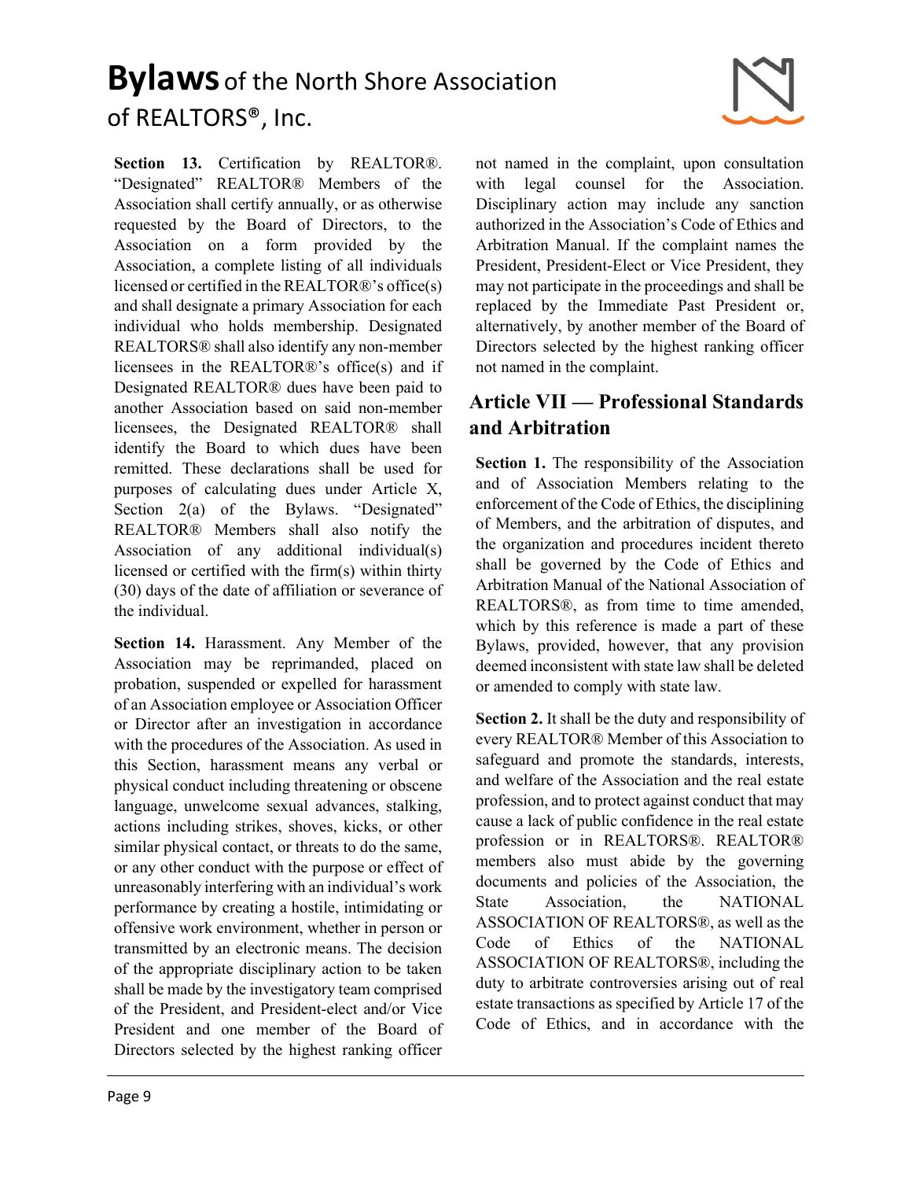**Section 13.** Certification by REALTOR®. "Designated" REALTOR® Members of the Association shall certify annually, or as otherwise requested by the Board of Directors, to the Association on a form provided by the Association, a complete listing of all individuals licensed or certified in the REALTOR®'s office(s) and shall designate a primary Association for each individual who holds membership. Designated REALTORS® shall also identify any non-member licensees in the REALTOR®'s office(s) and if Designated REALTOR® dues have been paid to another Association based on said non-member licensees, the Designated REALTOR® shall identify the Board to which dues have been remitted. These declarations shall be used for purposes of calculating dues under Article X, Section 2(a) of the Bylaws. "Designated" REALTOR® Members shall also notify the Association of any additional individual(s) licensed or certified with the firm(s) within thirty (30) days of the date of affiliation or severance of the individual.

**Section 14.** Harassment. Any Member of the Association may be reprimanded, placed on probation, suspended or expelled for harassment of an Association employee or Association Officer or Director after an investigation in accordance with the procedures of the Association. As used in this Section, harassment means any verbal or physical conduct including threatening or obscene language, unwelcome sexual advances, stalking, actions including strikes, shoves, kicks, or other similar physical contact, or threats to do the same, or any other conduct with the purpose or effect of unreasonably interfering with an individual's work performance by creating a hostile, intimidating or offensive work environment, whether in person or transmitted by an electronic means. The decision of the appropriate disciplinary action to be taken shall be made by the investigatory team comprised of the President, and President-elect and/or Vice President and one member of the Board of Directors selected by the highest ranking officer not named in the complaint, upon consultation with legal counsel for the Association. Disciplinary action may include any sanction authorized in the Association's Code of Ethics and Arbitration Manual. If the complaint names the President, President-Elect or Vice President, they may not participate in the proceedings and shall be replaced by the Immediate Past President or, alternatively, by another member of the Board of Directors selected by the highest ranking officer not named in the complaint.

## Article VII — Professional Standards and Arbitration

**Section 1.** The responsibility of the Association and of Association Members relating to the enforcement of the Code of Ethics, the disciplining of Members, and the arbitration of disputes, and the organization and procedures incident thereto shall be governed by the Code of Ethics and Arbitration Manual of the National Association of REALTORS®, as from time to time amended, which by this reference is made a part of these Bylaws, provided, however, that any provision deemed inconsistent with state law shall be deleted or amended to comply with state law.

**Section 2.** It shall be the duty and responsibility of every REALTOR® Member of this Association to safeguard and promote the standards, interests, and welfare of the Association and the real estate profession, and to protect against conduct that may cause a lack of public confidence in the real estate profession or in REALTORS®. REALTOR® members also must abide by the governing documents and policies of the Association, the State Association, the NATIONAL ASSOCIATION OF REALTORS®, as well as the Code of Ethics of the NATIONAL ASSOCIATION OF REALTORS®, including the duty to arbitrate controversies arising out of real estate transactions as specified by Article 17 of the Code of Ethics, and in accordance with the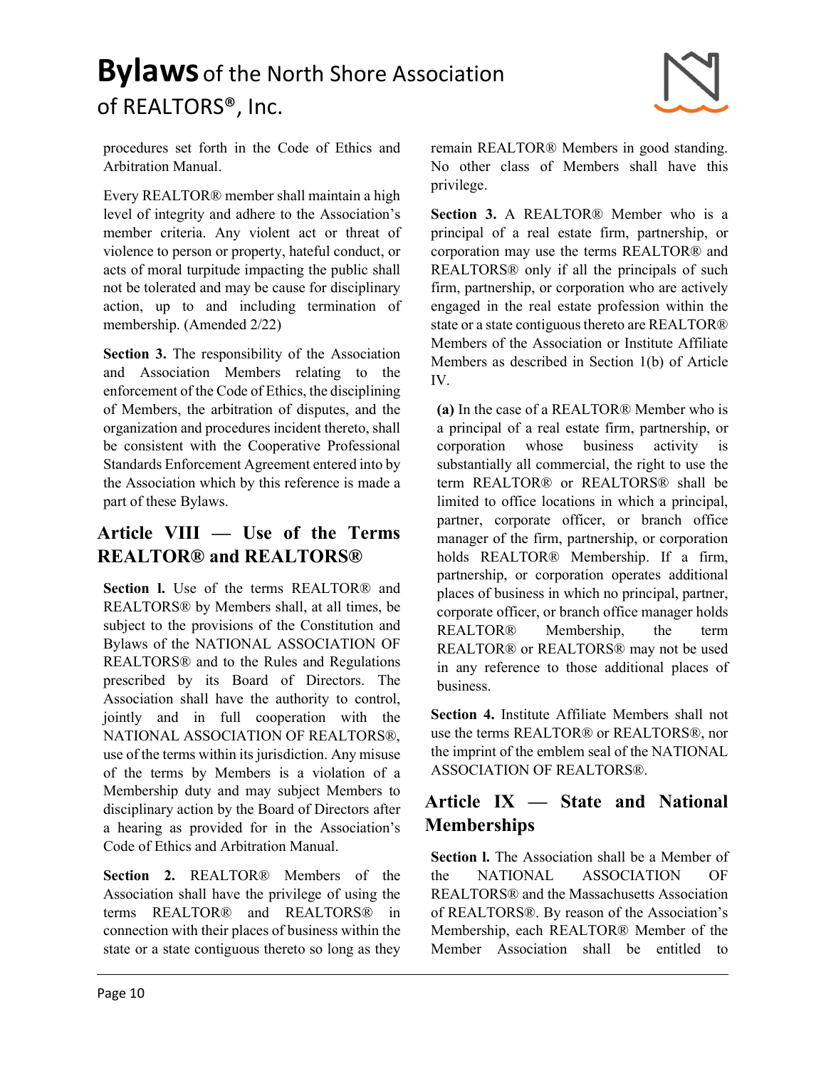procedures set forth in the Code of Ethics and Arbitration Manual.

Every REALTOR® member shall maintain a high level of integrity and adhere to the Association's member criteria. Any violent act or threat of violence to person or property, hateful conduct, or acts of moral turpitude impacting the public shall not be tolerated and may be cause for disciplinary action, up to and including termination of membership. (Amended 2/22)

**Section 3.** The responsibility of the Association and Association Members relating to the enforcement of the Code of Ethics, the disciplining of Members, the arbitration of disputes, and the organization and procedures incident thereto, shall be consistent with the Cooperative Professional Standards Enforcement Agreement entered into by the Association which by this reference is made a part of these Bylaws.

## Article VIII — Use of the Terms REALTOR® and REALTORS®

**Section l.** Use of the terms REALTOR® and REALTORS® by Members shall, at all times, be subject to the provisions of the Constitution and Bylaws of the NATIONAL ASSOCIATION OF REALTORS® and to the Rules and Regulations prescribed by its Board of Directors. The Association shall have the authority to control, jointly and in full cooperation with the NATIONAL ASSOCIATION OF REALTORS®, use of the terms within its jurisdiction. Any misuse of the terms by Members is a violation of a Membership duty and may subject Members to disciplinary action by the Board of Directors after a hearing as provided for in the Association's Code of Ethics and Arbitration Manual.

**Section 2.** REALTOR® Members of the Association shall have the privilege of using the terms REALTOR® and REALTORS® in connection with their places of business within the state or a state contiguous thereto so long as they remain REALTOR® Members in good standing. No other class of Members shall have this privilege.

**Section 3.** A REALTOR® Member who is a principal of a real estate firm, partnership, or corporation may use the terms REALTOR® and REALTORS® only if all the principals of such firm, partnership, or corporation who are actively engaged in the real estate profession within the state or a state contiguous thereto are REALTOR® Members of the Association or Institute Affiliate Members as described in Section 1(b) of Article IV.

**(a)** In the case of a REALTOR® Member who is a principal of a real estate firm, partnership, or corporation whose business activity is substantially all commercial, the right to use the term REALTOR® or REALTORS® shall be limited to office locations in which a principal, partner, corporate officer, or branch office manager of the firm, partnership, or corporation holds REALTOR® Membership. If a firm, partnership, or corporation operates additional places of business in which no principal, partner, corporate officer, or branch office manager holds REALTOR® Membership, the term REALTOR® or REALTORS® may not be used in any reference to those additional places of business.

**Section 4.** Institute Affiliate Members shall not use the terms REALTOR® or REALTORS®, nor the imprint of the emblem seal of the NATIONAL ASSOCIATION OF REALTORS®.

## Article IX — State and National Memberships

**Section l.** The Association shall be a Member of the NATIONAL ASSOCIATION OF REALTORS® and the Massachusetts Association of REALTORS®. By reason of the Association's Membership, each REALTOR® Member of the Member Association shall be entitled to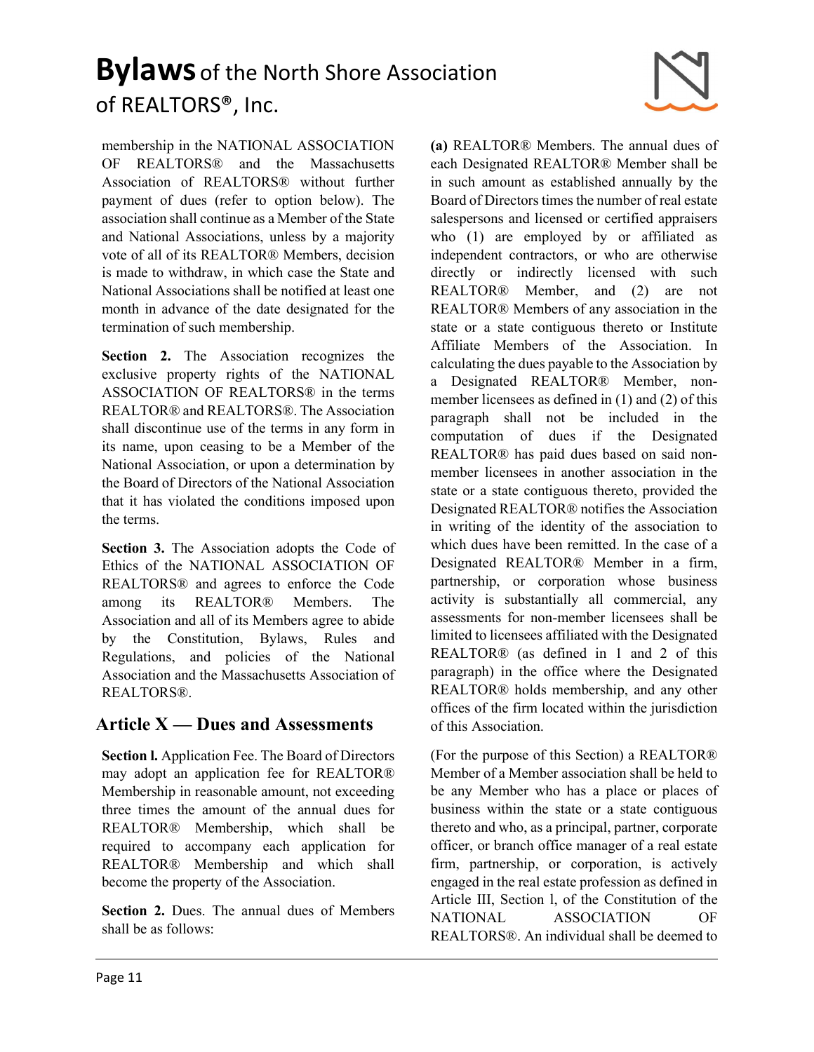membership in the NATIONAL ASSOCIATION OF REALTORS® and the Massachusetts Association of REALTORS® without further payment of dues (refer to option below). The association shall continue as a Member of the State and National Associations, unless by a majority vote of all of its REALTOR® Members, decision is made to withdraw, in which case the State and National Associations shall be notified at least one month in advance of the date designated for the termination of such membership.

**Section 2.** The Association recognizes the exclusive property rights of the NATIONAL ASSOCIATION OF REALTORS® in the terms REALTOR® and REALTORS®. The Association shall discontinue use of the terms in any form in its name, upon ceasing to be a Member of the National Association, or upon a determination by the Board of Directors of the National Association that it has violated the conditions imposed upon the terms.

**Section 3.** The Association adopts the Code of Ethics of the NATIONAL ASSOCIATION OF REALTORS® and agrees to enforce the Code among its REALTOR® Members. The Association and all of its Members agree to abide by the Constitution, Bylaws, Rules and Regulations, and policies of the National Association and the Massachusetts Association of REALTORS®.

## Article X — Dues and Assessments

**Section l.** Application Fee. The Board of Directors may adopt an application fee for REALTOR® Membership in reasonable amount, not exceeding three times the amount of the annual dues for REALTOR® Membership, which shall be required to accompany each application for REALTOR® Membership and which shall become the property of the Association.

**Section 2.** Dues. The annual dues of Members shall be as follows:

**(a)** REALTOR® Members. The annual dues of each Designated REALTOR® Member shall be in such amount as established annually by the Board of Directors times the number of real estate salespersons and licensed or certified appraisers who (1) are employed by or affiliated as independent contractors, or who are otherwise directly or indirectly licensed with such REALTOR® Member, and (2) are not REALTOR® Members of any association in the state or a state contiguous thereto or Institute Affiliate Members of the Association. In calculating the dues payable to the Association by a Designated REALTOR® Member, non-member licensees as defined in (1) and (2) of this paragraph shall not be included in the computation of dues if the Designated REALTOR® has paid dues based on said non-member licensees in another association in the state or a state contiguous thereto, provided the Designated REALTOR® notifies the Association in writing of the identity of the association to which dues have been remitted. In the case of a Designated REALTOR® Member in a firm, partnership, or corporation whose business activity is substantially all commercial, any assessments for non-member licensees shall be limited to licensees affiliated with the Designated REALTOR® (as defined in 1 and 2 of this paragraph) in the office where the Designated REALTOR® holds membership, and any other offices of the firm located within the jurisdiction of this Association.

(For the purpose of this Section) a REALTOR® Member of a Member association shall be held to be any Member who has a place or places of business within the state or a state contiguous thereto and who, as a principal, partner, corporate officer, or branch office manager of a real estate firm, partnership, or corporation, is actively engaged in the real estate profession as defined in Article III, Section l, of the Constitution of the NATIONAL ASSOCIATION OF REALTORS®. An individual shall be deemed to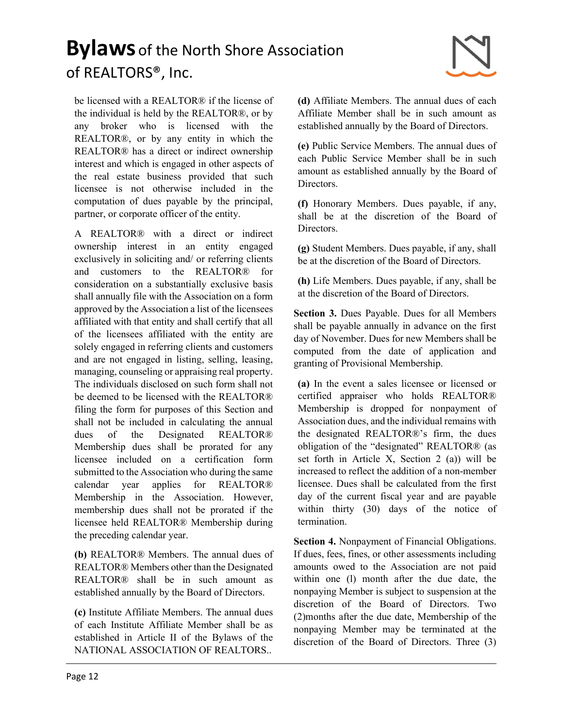be licensed with a REALTOR® if the license of the individual is held by the REALTOR®, or by any broker who is licensed with the REALTOR®, or by any entity in which the REALTOR® has a direct or indirect ownership interest and which is engaged in other aspects of the real estate business provided that such licensee is not otherwise included in the computation of dues payable by the principal, partner, or corporate officer of the entity.

A REALTOR® with a direct or indirect ownership interest in an entity engaged exclusively in soliciting and/ or referring clients and customers to the REALTOR® for consideration on a substantially exclusive basis shall annually file with the Association on a form approved by the Association a list of the licensees affiliated with that entity and shall certify that all of the licensees affiliated with the entity are solely engaged in referring clients and customers and are not engaged in listing, selling, leasing, managing, counseling or appraising real property. The individuals disclosed on such form shall not be deemed to be licensed with the REALTOR® filing the form for purposes of this Section and shall not be included in calculating the annual dues of the Designated REALTOR® Membership dues shall be prorated for any licensee included on a certification form submitted to the Association who during the same calendar year applies for REALTOR® Membership in the Association. However, membership dues shall not be prorated if the licensee held REALTOR® Membership during the preceding calendar year.

**(b)** REALTOR® Members. The annual dues of REALTOR® Members other than the Designated REALTOR® shall be in such amount as established annually by the Board of Directors.

**(c)** Institute Affiliate Members. The annual dues of each Institute Affiliate Member shall be as established in Article II of the Bylaws of the NATIONAL ASSOCIATION OF REALTORS..

**(d)** Affiliate Members. The annual dues of each Affiliate Member shall be in such amount as established annually by the Board of Directors.

**(e)** Public Service Members. The annual dues of each Public Service Member shall be in such amount as established annually by the Board of Directors.

**(f)** Honorary Members. Dues payable, if any, shall be at the discretion of the Board of Directors.

**(g)** Student Members. Dues payable, if any, shall be at the discretion of the Board of Directors.

**(h)** Life Members. Dues payable, if any, shall be at the discretion of the Board of Directors.

**Section 3.** Dues Payable. Dues for all Members shall be payable annually in advance on the first day of November. Dues for new Members shall be computed from the date of application and granting of Provisional Membership.

**(a)** In the event a sales licensee or licensed or certified appraiser who holds REALTOR® Membership is dropped for nonpayment of Association dues, and the individual remains with the designated REALTOR®'s firm, the dues obligation of the "designated" REALTOR® (as set forth in Article X, Section 2 (a)) will be increased to reflect the addition of a non-member licensee. Dues shall be calculated from the first day of the current fiscal year and are payable within thirty (30) days of the notice of termination.

**Section 4.** Nonpayment of Financial Obligations. If dues, fees, fines, or other assessments including amounts owed to the Association are not paid within one (l) month after the due date, the nonpaying Member is subject to suspension at the discretion of the Board of Directors. Two (2)months after the due date, Membership of the nonpaying Member may be terminated at the discretion of the Board of Directors. Three (3)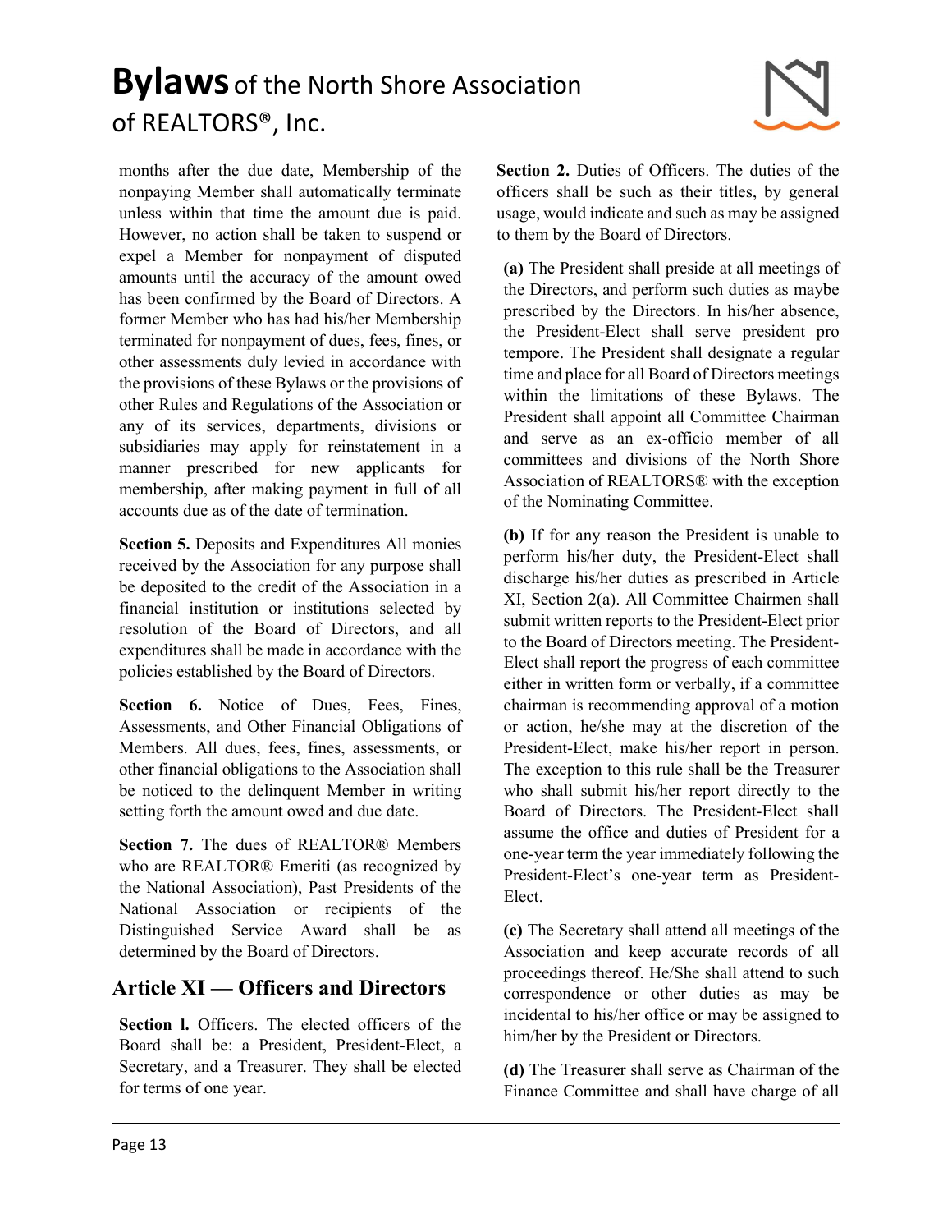months after the due date, Membership of the nonpaying Member shall automatically terminate unless within that time the amount due is paid. However, no action shall be taken to suspend or expel a Member for nonpayment of disputed amounts until the accuracy of the amount owed has been confirmed by the Board of Directors. A former Member who has had his/her Membership terminated for nonpayment of dues, fees, fines, or other assessments duly levied in accordance with the provisions of these Bylaws or the provisions of other Rules and Regulations of the Association or any of its services, departments, divisions or subsidiaries may apply for reinstatement in a manner prescribed for new applicants for membership, after making payment in full of all accounts due as of the date of termination.

**Section 5.** Deposits and Expenditures All monies received by the Association for any purpose shall be deposited to the credit of the Association in a financial institution or institutions selected by resolution of the Board of Directors, and all expenditures shall be made in accordance with the policies established by the Board of Directors.

**Section 6.** Notice of Dues, Fees, Fines, Assessments, and Other Financial Obligations of Members. All dues, fees, fines, assessments, or other financial obligations to the Association shall be noticed to the delinquent Member in writing setting forth the amount owed and due date.

**Section 7.** The dues of REALTOR® Members who are REALTOR® Emeriti (as recognized by the National Association), Past Presidents of the National Association or recipients of the Distinguished Service Award shall be as determined by the Board of Directors.

## Article XI — Officers and Directors

**Section l.** Officers. The elected officers of the Board shall be: a President, President-Elect, a Secretary, and a Treasurer. They shall be elected for terms of one year.

**Section 2.** Duties of Officers. The duties of the officers shall be such as their titles, by general usage, would indicate and such as may be assigned to them by the Board of Directors.

**(a)** The President shall preside at all meetings of the Directors, and perform such duties as maybe prescribed by the Directors. In his/her absence, the President-Elect shall serve president pro tempore. The President shall designate a regular time and place for all Board of Directors meetings within the limitations of these Bylaws. The President shall appoint all Committee Chairman and serve as an ex-officio member of all committees and divisions of the North Shore Association of REALTORS® with the exception of the Nominating Committee.

**(b)** If for any reason the President is unable to perform his/her duty, the President-Elect shall discharge his/her duties as prescribed in Article XI, Section 2(a). All Committee Chairmen shall submit written reports to the President-Elect prior to the Board of Directors meeting. The President-Elect shall report the progress of each committee either in written form or verbally, if a committee chairman is recommending approval of a motion or action, he/she may at the discretion of the President-Elect, make his/her report in person. The exception to this rule shall be the Treasurer who shall submit his/her report directly to the Board of Directors. The President-Elect shall assume the office and duties of President for a one-year term the year immediately following the President-Elect's one-year term as President-Elect.

**(c)** The Secretary shall attend all meetings of the Association and keep accurate records of all proceedings thereof. He/She shall attend to such correspondence or other duties as may be incidental to his/her office or may be assigned to him/her by the President or Directors.

**(d)** The Treasurer shall serve as Chairman of the Finance Committee and shall have charge of all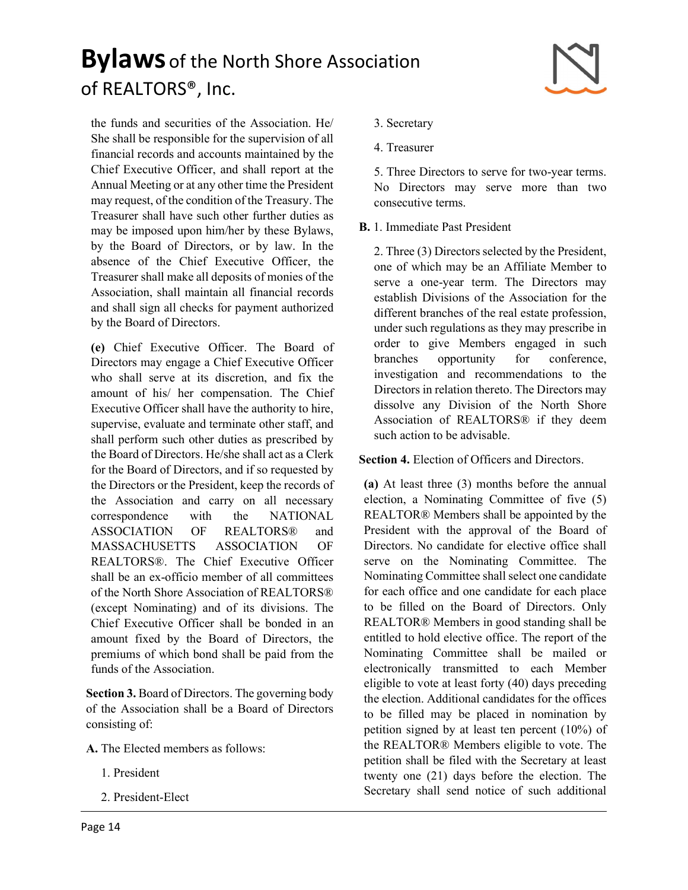the funds and securities of the Association. He/ She shall be responsible for the supervision of all financial records and accounts maintained by the Chief Executive Officer, and shall report at the Annual Meeting or at any other time the President may request, of the condition of the Treasury. The Treasurer shall have such other further duties as may be imposed upon him/her by these Bylaws, by the Board of Directors, or by law. In the absence of the Chief Executive Officer, the Treasurer shall make all deposits of monies of the Association, shall maintain all financial records and shall sign all checks for payment authorized by the Board of Directors.

**(e)** Chief Executive Officer. The Board of Directors may engage a Chief Executive Officer who shall serve at its discretion, and fix the amount of his/ her compensation. The Chief Executive Officer shall have the authority to hire, supervise, evaluate and terminate other staff, and shall perform such other duties as prescribed by the Board of Directors. He/she shall act as a Clerk for the Board of Directors, and if so requested by the Directors or the President, keep the records of the Association and carry on all necessary correspondence with the NATIONAL ASSOCIATION OF REALTORS® and MASSACHUSETTS ASSOCIATION OF REALTORS®. The Chief Executive Officer shall be an ex-officio member of all committees of the North Shore Association of REALTORS® (except Nominating) and of its divisions. The Chief Executive Officer shall be bonded in an amount fixed by the Board of Directors, the premiums of which bond shall be paid from the funds of the Association.

**Section 3.** Board of Directors. The governing body of the Association shall be a Board of Directors consisting of:

**A.** The Elected members as follows:

1. President
2. President-Elect
3. Secretary
4. Treasurer
5. Three Directors to serve for two-year terms. No Directors may serve more than two consecutive terms.

**B.** 1. Immediate Past President

2. Three (3) Directors selected by the President, one of which may be an Affiliate Member to serve a one-year term. The Directors may establish Divisions of the Association for the different branches of the real estate profession, under such regulations as they may prescribe in order to give Members engaged in such branches opportunity for conference, investigation and recommendations to the Directors in relation thereto. The Directors may dissolve any Division of the North Shore Association of REALTORS® if they deem such action to be advisable.

**Section 4.** Election of Officers and Directors.

**(a)** At least three (3) months before the annual election, a Nominating Committee of five (5) REALTOR® Members shall be appointed by the President with the approval of the Board of Directors. No candidate for elective office shall serve on the Nominating Committee. The Nominating Committee shall select one candidate for each office and one candidate for each place to be filled on the Board of Directors. Only REALTOR® Members in good standing shall be entitled to hold elective office. The report of the Nominating Committee shall be mailed or electronically transmitted to each Member eligible to vote at least forty (40) days preceding the election. Additional candidates for the offices to be filled may be placed in nomination by petition signed by at least ten percent (10%) of the REALTOR® Members eligible to vote. The petition shall be filed with the Secretary at least twenty one (21) days before the election. The Secretary shall send notice of such additional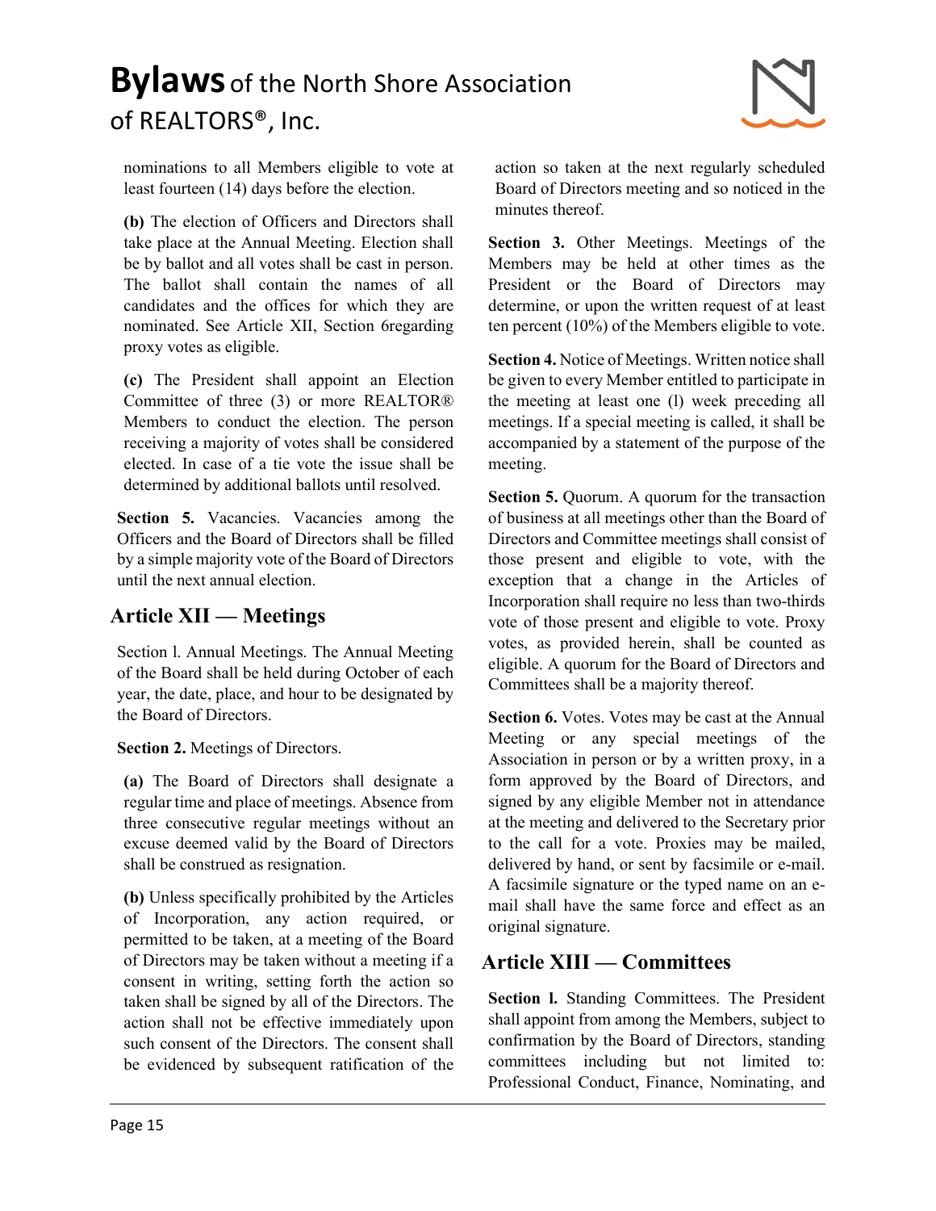nominations to all Members eligible to vote at least fourteen (14) days before the election.

**(b)** The election of Officers and Directors shall take place at the Annual Meeting. Election shall be by ballot and all votes shall be cast in person. The ballot shall contain the names of all candidates and the offices for which they are nominated. See Article XII, Section 6regarding proxy votes as eligible.

**(c)** The President shall appoint an Election Committee of three (3) or more REALTOR® Members to conduct the election. The person receiving a majority of votes shall be considered elected. In case of a tie vote the issue shall be determined by additional ballots until resolved.

**Section 5.** Vacancies. Vacancies among the Officers and the Board of Directors shall be filled by a simple majority vote of the Board of Directors until the next annual election.

## Article XII — Meetings

Section l. Annual Meetings. The Annual Meeting of the Board shall be held during October of each year, the date, place, and hour to be designated by the Board of Directors.

**Section 2.** Meetings of Directors.

**(a)** The Board of Directors shall designate a regular time and place of meetings. Absence from three consecutive regular meetings without an excuse deemed valid by the Board of Directors shall be construed as resignation.

**(b)** Unless specifically prohibited by the Articles of Incorporation, any action required, or permitted to be taken, at a meeting of the Board of Directors may be taken without a meeting if a consent in writing, setting forth the action so taken shall be signed by all of the Directors. The action shall not be effective immediately upon such consent of the Directors. The consent shall be evidenced by subsequent ratification of the action so taken at the next regularly scheduled Board of Directors meeting and so noticed in the minutes thereof.

**Section 3.** Other Meetings. Meetings of the Members may be held at other times as the President or the Board of Directors may determine, or upon the written request of at least ten percent (10%) of the Members eligible to vote.

**Section 4.** Notice of Meetings. Written notice shall be given to every Member entitled to participate in the meeting at least one (l) week preceding all meetings. If a special meeting is called, it shall be accompanied by a statement of the purpose of the meeting.

**Section 5.** Quorum. A quorum for the transaction of business at all meetings other than the Board of Directors and Committee meetings shall consist of those present and eligible to vote, with the exception that a change in the Articles of Incorporation shall require no less than two-thirds vote of those present and eligible to vote. Proxy votes, as provided herein, shall be counted as eligible. A quorum for the Board of Directors and Committees shall be a majority thereof.

**Section 6.** Votes. Votes may be cast at the Annual Meeting or any special meetings of the Association in person or by a written proxy, in a form approved by the Board of Directors, and signed by any eligible Member not in attendance at the meeting and delivered to the Secretary prior to the call for a vote. Proxies may be mailed, delivered by hand, or sent by facsimile or e-mail. A facsimile signature or the typed name on an e-mail shall have the same force and effect as an original signature.

## Article XIII — Committees

**Section l.** Standing Committees. The President shall appoint from among the Members, subject to confirmation by the Board of Directors, standing committees including but not limited to: Professional Conduct, Finance, Nominating, and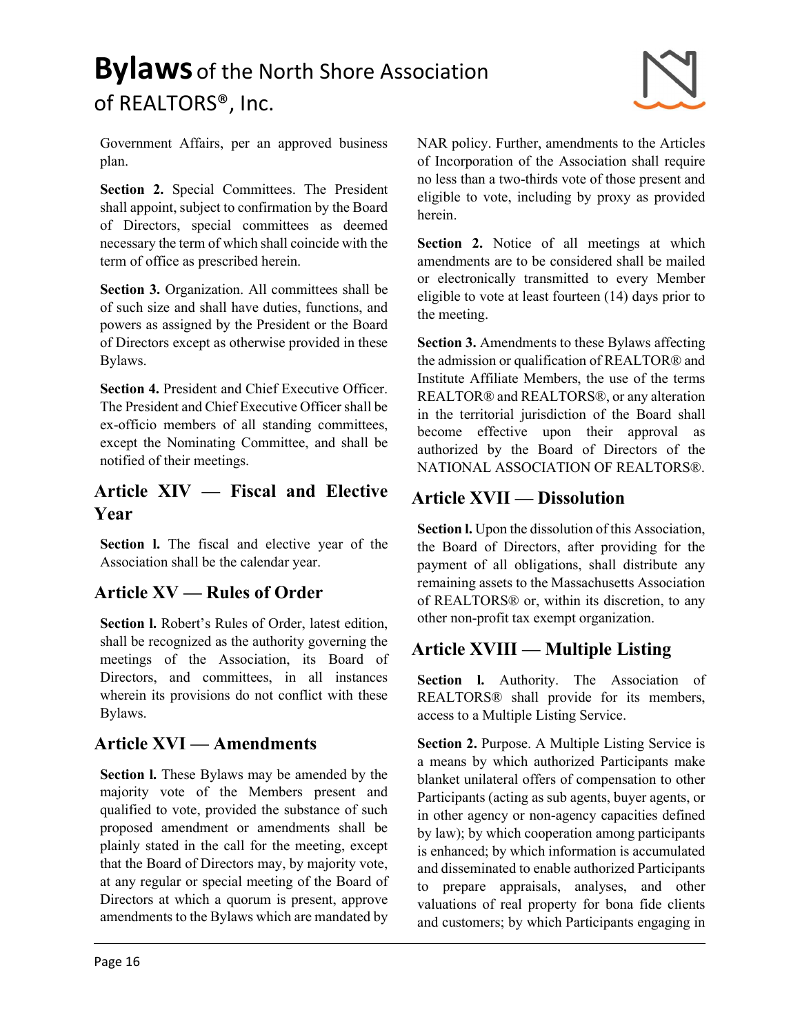Government Affairs, per an approved business plan.

**Section 2.** Special Committees. The President shall appoint, subject to confirmation by the Board of Directors, special committees as deemed necessary the term of which shall coincide with the term of office as prescribed herein.

**Section 3.** Organization. All committees shall be of such size and shall have duties, functions, and powers as assigned by the President or the Board of Directors except as otherwise provided in these Bylaws.

**Section 4.** President and Chief Executive Officer. The President and Chief Executive Officer shall be ex-officio members of all standing committees, except the Nominating Committee, and shall be notified of their meetings.

## Article XIV — Fiscal and Elective Year

**Section l.** The fiscal and elective year of the Association shall be the calendar year.

## Article XV — Rules of Order

**Section l.** Robert's Rules of Order, latest edition, shall be recognized as the authority governing the meetings of the Association, its Board of Directors, and committees, in all instances wherein its provisions do not conflict with these Bylaws.

## Article XVI — Amendments

**Section l.** These Bylaws may be amended by the majority vote of the Members present and qualified to vote, provided the substance of such proposed amendment or amendments shall be plainly stated in the call for the meeting, except that the Board of Directors may, by majority vote, at any regular or special meeting of the Board of Directors at which a quorum is present, approve amendments to the Bylaws which are mandated by NAR policy. Further, amendments to the Articles of Incorporation of the Association shall require no less than a two-thirds vote of those present and eligible to vote, including by proxy as provided herein.

**Section 2.** Notice of all meetings at which amendments are to be considered shall be mailed or electronically transmitted to every Member eligible to vote at least fourteen (14) days prior to the meeting.

**Section 3.** Amendments to these Bylaws affecting the admission or qualification of REALTOR® and Institute Affiliate Members, the use of the terms REALTOR® and REALTORS®, or any alteration in the territorial jurisdiction of the Board shall become effective upon their approval as authorized by the Board of Directors of the NATIONAL ASSOCIATION OF REALTORS®.

## Article XVII — Dissolution

**Section l.** Upon the dissolution of this Association, the Board of Directors, after providing for the payment of all obligations, shall distribute any remaining assets to the Massachusetts Association of REALTORS® or, within its discretion, to any other non-profit tax exempt organization.

## Article XVIII — Multiple Listing

**Section l.** Authority. The Association of REALTORS® shall provide for its members, access to a Multiple Listing Service.

**Section 2.** Purpose. A Multiple Listing Service is a means by which authorized Participants make blanket unilateral offers of compensation to other Participants (acting as sub agents, buyer agents, or in other agency or non-agency capacities defined by law); by which cooperation among participants is enhanced; by which information is accumulated and disseminated to enable authorized Participants to prepare appraisals, analyses, and other valuations of real property for bona fide clients and customers; by which Participants engaging in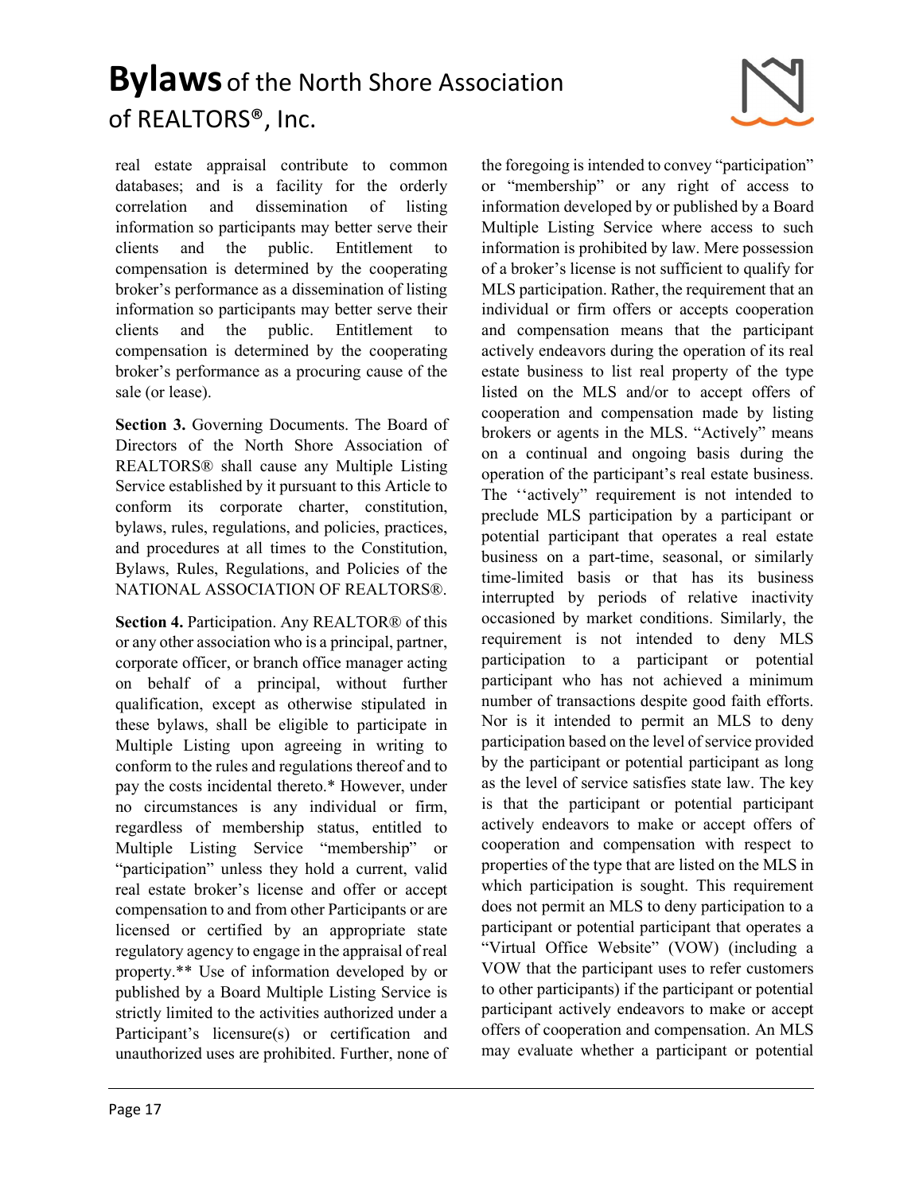real estate appraisal contribute to common databases; and is a facility for the orderly correlation and dissemination of listing information so participants may better serve their clients and the public. Entitlement to compensation is determined by the cooperating broker's performance as a dissemination of listing information so participants may better serve their clients and the public. Entitlement to compensation is determined by the cooperating broker's performance as a procuring cause of the sale (or lease).

**Section 3.** Governing Documents. The Board of Directors of the North Shore Association of REALTORS® shall cause any Multiple Listing Service established by it pursuant to this Article to conform its corporate charter, constitution, bylaws, rules, regulations, and policies, practices, and procedures at all times to the Constitution, Bylaws, Rules, Regulations, and Policies of the NATIONAL ASSOCIATION OF REALTORS®.

**Section 4.** Participation. Any REALTOR® of this or any other association who is a principal, partner, corporate officer, or branch office manager acting on behalf of a principal, without further qualification, except as otherwise stipulated in these bylaws, shall be eligible to participate in Multiple Listing upon agreeing in writing to conform to the rules and regulations thereof and to pay the costs incidental thereto.* However, under no circumstances is any individual or firm, regardless of membership status, entitled to Multiple Listing Service "membership" or "participation" unless they hold a current, valid real estate broker's license and offer or accept compensation to and from other Participants or are licensed or certified by an appropriate state regulatory agency to engage in the appraisal of real property.** Use of information developed by or published by a Board Multiple Listing Service is strictly limited to the activities authorized under a Participant's licensure(s) or certification and unauthorized uses are prohibited. Further, none of the foregoing is intended to convey "participation" or "membership" or any right of access to information developed by or published by a Board Multiple Listing Service where access to such information is prohibited by law. Mere possession of a broker's license is not sufficient to qualify for MLS participation. Rather, the requirement that an individual or firm offers or accepts cooperation and compensation means that the participant actively endeavors during the operation of its real estate business to list real property of the type listed on the MLS and/or to accept offers of cooperation and compensation made by listing brokers or agents in the MLS. "Actively" means on a continual and ongoing basis during the operation of the participant's real estate business. The ''actively" requirement is not intended to preclude MLS participation by a participant or potential participant that operates a real estate business on a part-time, seasonal, or similarly time-limited basis or that has its business interrupted by periods of relative inactivity occasioned by market conditions. Similarly, the requirement is not intended to deny MLS participation to a participant or potential participant who has not achieved a minimum number of transactions despite good faith efforts. Nor is it intended to permit an MLS to deny participation based on the level of service provided by the participant or potential participant as long as the level of service satisfies state law. The key is that the participant or potential participant actively endeavors to make or accept offers of cooperation and compensation with respect to properties of the type that are listed on the MLS in which participation is sought. This requirement does not permit an MLS to deny participation to a participant or potential participant that operates a "Virtual Office Website" (VOW) (including a VOW that the participant uses to refer customers to other participants) if the participant or potential participant actively endeavors to make or accept offers of cooperation and compensation. An MLS may evaluate whether a participant or potential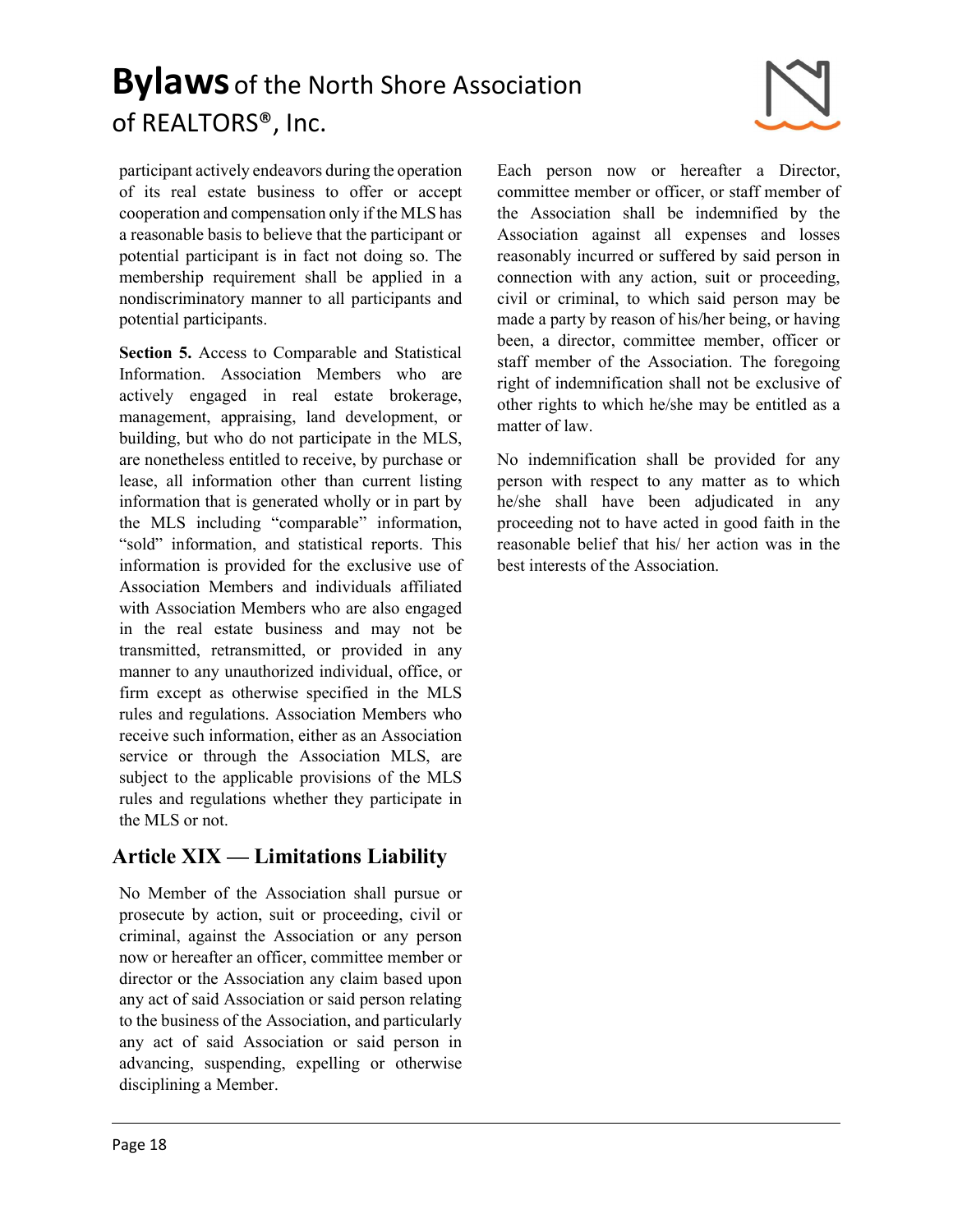participant actively endeavors during the operation of its real estate business to offer or accept cooperation and compensation only if the MLS has a reasonable basis to believe that the participant or potential participant is in fact not doing so. The membership requirement shall be applied in a nondiscriminatory manner to all participants and potential participants.

**Section 5.** Access to Comparable and Statistical Information. Association Members who are actively engaged in real estate brokerage, management, appraising, land development, or building, but who do not participate in the MLS, are nonetheless entitled to receive, by purchase or lease, all information other than current listing information that is generated wholly or in part by the MLS including "comparable" information, "sold" information, and statistical reports. This information is provided for the exclusive use of Association Members and individuals affiliated with Association Members who are also engaged in the real estate business and may not be transmitted, retransmitted, or provided in any manner to any unauthorized individual, office, or firm except as otherwise specified in the MLS rules and regulations. Association Members who receive such information, either as an Association service or through the Association MLS, are subject to the applicable provisions of the MLS rules and regulations whether they participate in the MLS or not.

## Article XIX — Limitations Liability

No Member of the Association shall pursue or prosecute by action, suit or proceeding, civil or criminal, against the Association or any person now or hereafter an officer, committee member or director or the Association any claim based upon any act of said Association or said person relating to the business of the Association, and particularly any act of said Association or said person in advancing, suspending, expelling or otherwise disciplining a Member.

Each person now or hereafter a Director, committee member or officer, or staff member of the Association shall be indemnified by the Association against all expenses and losses reasonably incurred or suffered by said person in connection with any action, suit or proceeding, civil or criminal, to which said person may be made a party by reason of his/her being, or having been, a director, committee member, officer or staff member of the Association. The foregoing right of indemnification shall not be exclusive of other rights to which he/she may be entitled as a matter of law.

No indemnification shall be provided for any person with respect to any matter as to which he/she shall have been adjudicated in any proceeding not to have acted in good faith in the reasonable belief that his/ her action was in the best interests of the Association.